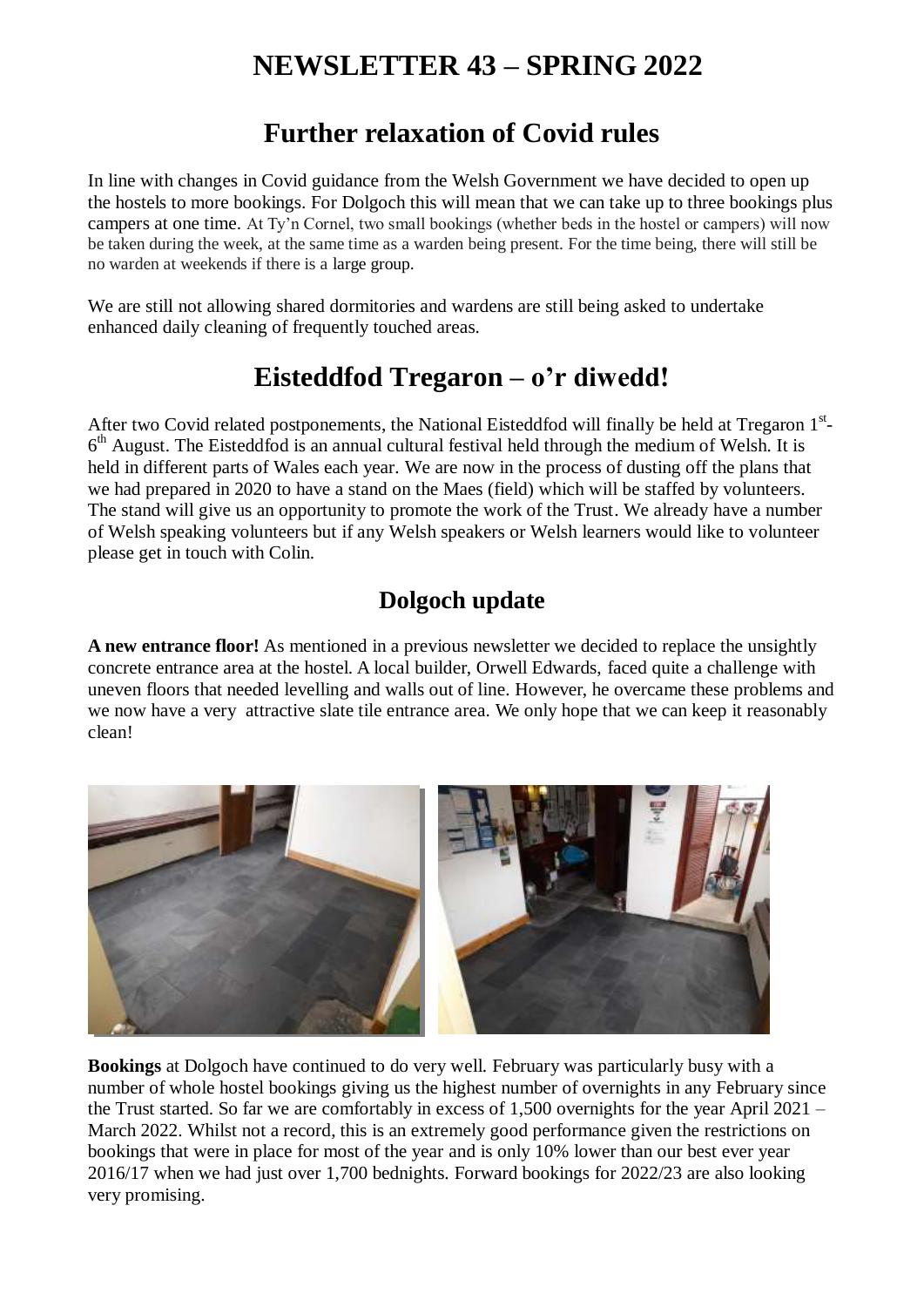# NEWSLETTER 43 – SPRING 2022

## Further relaxation of Covid rules

In line with changes in Covid guidance from the Welsh Government we have decided to open up the hostels to more bookings. For Dolgoch this will mean that we can take up to three bookings plus campers at one time. At Ty'n Cornel, two small bookings (whether beds in the hostel or campers) will now be taken during the week, at the same time as a warden being present. For the time being, there will still be no warden at weekends if there is a large group.

We are still not allowing shared dormitories and wardens are still being asked to undertake enhanced daily cleaning of frequently touched areas.

## Eisteddfod Tregaron – o'r diwedd!

After two Covid related postponements, the National Eisteddfod will finally be held at Tregaron 1st-6th August. The Eisteddfod is an annual cultural festival held through the medium of Welsh. It is held in different parts of Wales each year. We are now in the process of dusting off the plans that we had prepared in 2020 to have a stand on the Maes (field) which will be staffed by volunteers. The stand will give us an opportunity to promote the work of the Trust. We already have a number of Welsh speaking volunteers but if any Welsh speakers or Welsh learners would like to volunteer please get in touch with Colin.

### Dolgoch update

**A new entrance floor!** As mentioned in a previous newsletter we decided to replace the unsightly concrete entrance area at the hostel. A local builder, Orwell Edwards, faced quite a challenge with uneven floors that needed levelling and walls out of line. However, he overcame these problems and we now have a very attractive slate tile entrance area. We only hope that we can keep it reasonably clean!

**Bookings** at Dolgoch have continued to do very well. February was particularly busy with a number of whole hostel bookings giving us the highest number of overnights in any February since the Trust started. So far we are comfortably in excess of 1,500 overnights for the year April 2021 – March 2022. Whilst not a record, this is an extremely good performance given the restrictions on bookings that were in place for most of the year and is only 10% lower than our best ever year 2016/17 when we had just over 1,700 bednights. Forward bookings for 2022/23 are also looking very promising.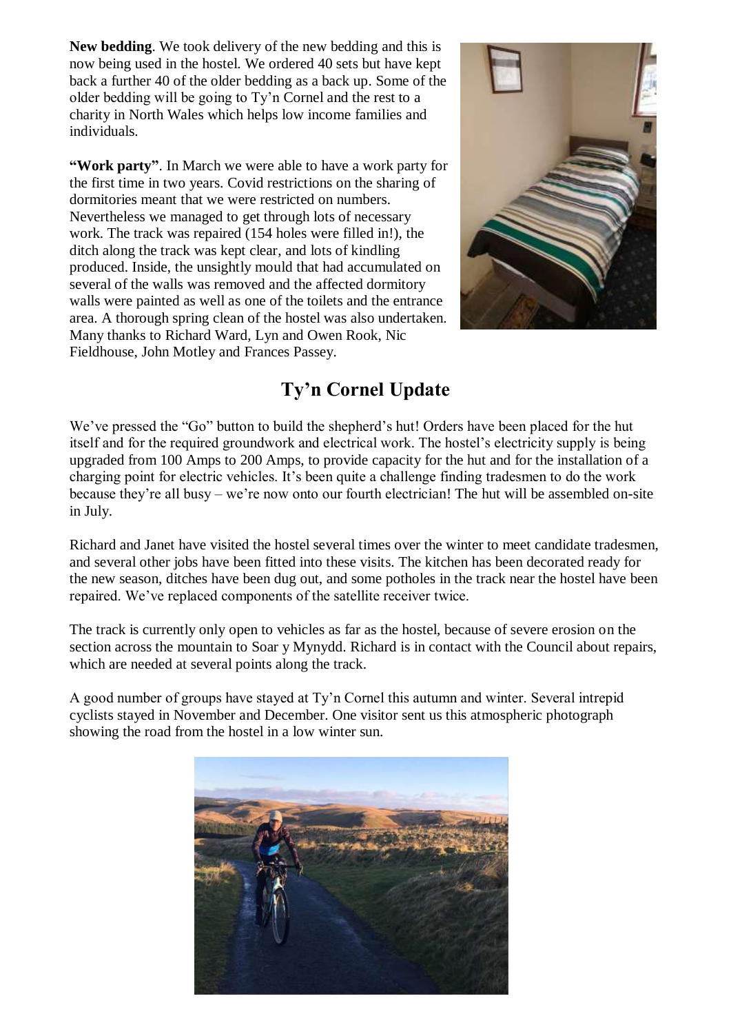**New bedding**. We took delivery of the new bedding and this is now being used in the hostel. We ordered 40 sets but have kept back a further 40 of the older bedding as a back up. Some of the older bedding will be going to Ty'n Cornel and the rest to a charity in North Wales which helps low income families and individuals.

**"Work party"**. In March we were able to have a work party for the first time in two years. Covid restrictions on the sharing of dormitories meant that we were restricted on numbers. Nevertheless we managed to get through lots of necessary work. The track was repaired (154 holes were filled in!), the ditch along the track was kept clear, and lots of kindling produced. Inside, the unsightly mould that had accumulated on several of the walls was removed and the affected dormitory walls were painted as well as one of the toilets and the entrance area. A thorough spring clean of the hostel was also undertaken. Many thanks to Richard Ward, Lyn and Owen Rook, Nic Fieldhouse, John Motley and Frances Passey.

## Ty'n Cornel Update

We've pressed the "Go" button to build the shepherd's hut! Orders have been placed for the hut itself and for the required groundwork and electrical work. The hostel's electricity supply is being upgraded from 100 Amps to 200 Amps, to provide capacity for the hut and for the installation of a charging point for electric vehicles. It's been quite a challenge finding tradesmen to do the work because they're all busy – we're now onto our fourth electrician! The hut will be assembled on-site in July.

Richard and Janet have visited the hostel several times over the winter to meet candidate tradesmen, and several other jobs have been fitted into these visits. The kitchen has been decorated ready for the new season, ditches have been dug out, and some potholes in the track near the hostel have been repaired. We've replaced components of the satellite receiver twice.

The track is currently only open to vehicles as far as the hostel, because of severe erosion on the section across the mountain to Soar y Mynydd. Richard is in contact with the Council about repairs, which are needed at several points along the track.

A good number of groups have stayed at Ty'n Cornel this autumn and winter. Several intrepid cyclists stayed in November and December. One visitor sent us this atmospheric photograph showing the road from the hostel in a low winter sun.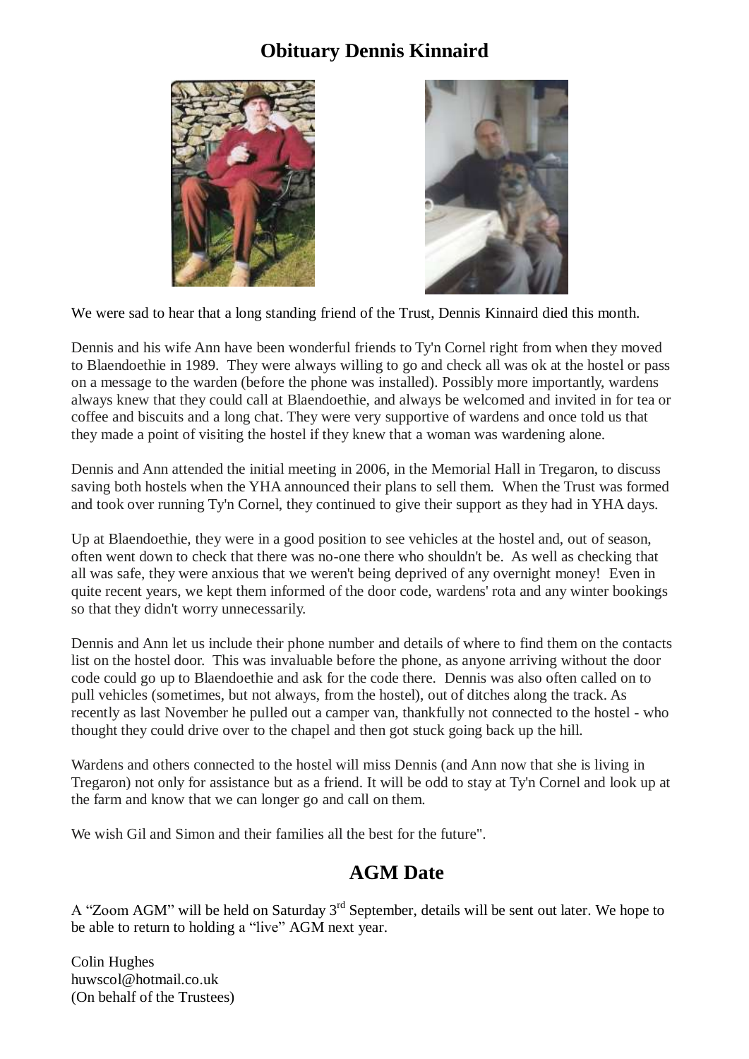# Obituary Dennis Kinnaird

We were sad to hear that a long standing friend of the Trust, Dennis Kinnaird died this month.

Dennis and his wife Ann have been wonderful friends to Ty'n Cornel right from when they moved to Blaendoethie in 1989. They were always willing to go and check all was ok at the hostel or pass on a message to the warden (before the phone was installed). Possibly more importantly, wardens always knew that they could call at Blaendoethie, and always be welcomed and invited in for tea or coffee and biscuits and a long chat. They were very supportive of wardens and once told us that they made a point of visiting the hostel if they knew that a woman was wardening alone.

Dennis and Ann attended the initial meeting in 2006, in the Memorial Hall in Tregaron, to discuss saving both hostels when the YHA announced their plans to sell them. When the Trust was formed and took over running Ty'n Cornel, they continued to give their support as they had in YHA days.

Up at Blaendoethie, they were in a good position to see vehicles at the hostel and, out of season, often went down to check that there was no-one there who shouldn't be. As well as checking that all was safe, they were anxious that we weren't being deprived of any overnight money! Even in quite recent years, we kept them informed of the door code, wardens' rota and any winter bookings so that they didn't worry unnecessarily.

Dennis and Ann let us include their phone number and details of where to find them on the contacts list on the hostel door. This was invaluable before the phone, as anyone arriving without the door code could go up to Blaendoethie and ask for the code there. Dennis was also often called on to pull vehicles (sometimes, but not always, from the hostel), out of ditches along the track. As recently as last November he pulled out a camper van, thankfully not connected to the hostel - who thought they could drive over to the chapel and then got stuck going back up the hill.

Wardens and others connected to the hostel will miss Dennis (and Ann now that she is living in Tregaron) not only for assistance but as a friend. It will be odd to stay at Ty'n Cornel and look up at the farm and know that we can longer go and call on them.

We wish Gil and Simon and their families all the best for the future".

## AGM Date

A "Zoom AGM" will be held on Saturday 3rd September, details will be sent out later. We hope to be able to return to holding a "live" AGM next year.

Colin Hughes
huwscol@hotmail.co.uk
(On behalf of the Trustees)